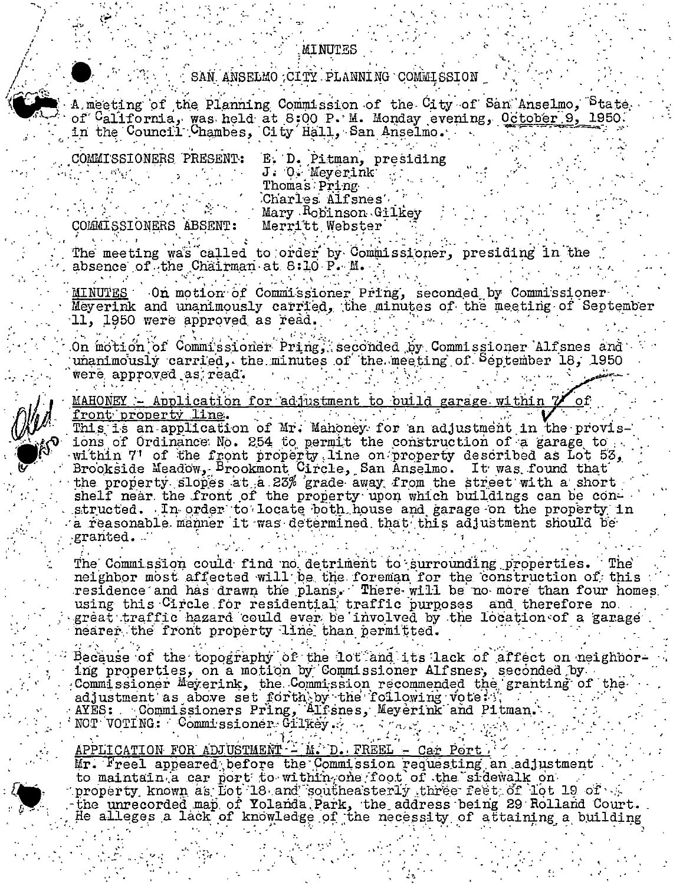# MINUTES

## SAN ANSELMO CITY PLANNING COMMISSION

A meeting of the Planning Commission of the City of San Anselmo, State of California, was held at 8:00 P. M. Monday evening, October 9, 1950. in the Council Chambes, City Hall, San Anselmo.

COMMISSIONERS PRESENT: E. D. Pitman, presiding
J. O. Meyerink
Thomas Pring
Charles Alfsnes
Mary Robinson Gilkey

COMMISSIONERS ABSENT: Merritt Webster

The meeting was called to order by Commissioner, presiding in the absence of the Chairman at 8:10 P. M.

MINUTES On motion of Commissioner Pring, seconded by Commissioner Meyerink and unanimously carried, the minutes of the meeting of September 11, 1950 were approved as read.

On motion of Commissioner Pring, seconded by Commissioner Alfsnes and unanimously carried, the minutes of the meeting of September 18, 1950 were approved as read.

MAHONEY - Application for adjustment to build garage within 7' of front property line.

This is an application of Mr. Mahoney for an adjustment in the provisions of Ordinance No. 254 to permit the construction of a garage to within 7' of the front property line on property described as Lot 53, Brookside Meadow, Brookmont Circle, San Anselmo. It was found that the property slopes at a 23% grade away from the street with a short shelf near the front of the property upon which buildings can be constructed. In order to locate both house and garage on the property in a reasonable manner it was determined that this adjustment should be granted.

The Commission could find no detriment to surrounding properties. The neighbor most affected will be the foreman for the construction of this residence and has drawn the plans. There will be no more than four homes using this Circle for residential traffic purposes and therefore no great traffic hazard could ever be involved by the location of a garage nearer the front property line than permitted.

Because of the topography of the lot and its lack of affect on neighboring properties, on a motion by Commissioner Alfsnes, seconded by Commissioner Meyerink, the Commission recommended the granting of the adjustment as above set forth by the following vote:
AYES: Commissioners Pring, Alfsnes, Meyerink and Pitman.
NOT VOTING: Commissioner Gilkey.

APPLICATION FOR ADJUSTMENT - M. D. FREEL - Car Port

Mr. Freel appeared before the Commission requesting an adjustment to maintain a car port to within one foot of the sidewalk on property known as Lot 18 and southeasterly three feet of lot 19 of the unrecorded map of Yolanda Park, the address being 29 Rolland Court. He alleges a lack of knowledge of the necessity of attaining a building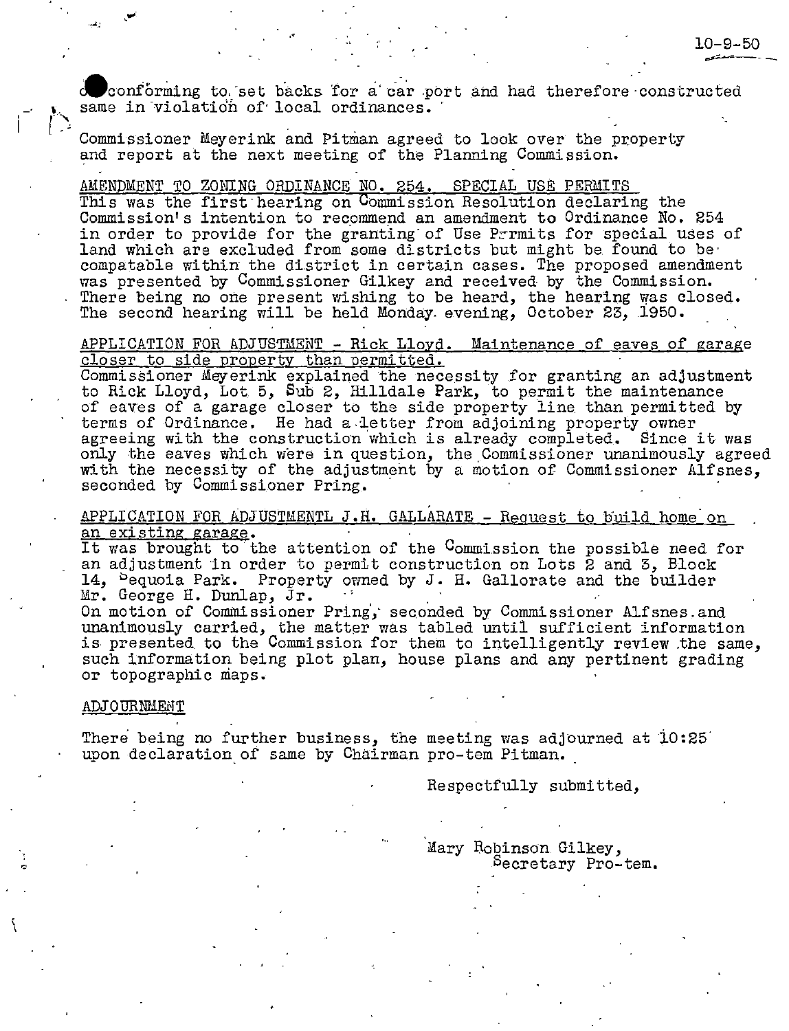conforming to set backs for a car port and had therefore constructed same in violation of local ordinances.

Commissioner Meyerink and Pitman agreed to look over the property and report at the next meeting of the Planning Commission.

AMENDMENT TO ZONING ORDINANCE NO. 254. SPECIAL USE PERMITS

This was the first hearing on Commission Resolution declaring the Commission's intention to recommend an amendment to Ordinance No. 254 in order to provide for the granting of Use Prrmits for special uses of land which are excluded from some districts but might be found to be compatable within the district in certain cases. The proposed amendment was presented by Commissioner Gilkey and received by the Commission. There being no one present wishing to be heard, the hearing was closed. The second hearing will be held Monday evening, October 23, 1950.

APPLICATION FOR ADJUSTMENT - Rick Lloyd. Maintenance of eaves of garage closer to side property than permitted.

Commissioner Meyerink explained the necessity for granting an adjustment to Rick Lloyd, Lot 5, Sub 2, Hilldale Park, to permit the maintenance of eaves of a garage closer to the side property line than permitted by terms of Ordinance. He had a letter from adjoining property owner agreeing with the construction which is already completed. Since it was only the eaves which were in question, the Commissioner unanimously agreed with the necessity of the adjustment by a motion of Commissioner Alfsnes, seconded by Commissioner Pring.

APPLICATION FOR ADJUSTMENTL J.H. GALLARATE - Request to build home on an existing garage.

It was brought to the attention of the Commission the possible need for an adjustment in order to permit construction on Lots 2 and 3, Block 14, Sequoia Park. Property owned by J. H. Gallorate and the builder Mr. George H. Dunlap, Jr.

On motion of Commissioner Pring, seconded by Commissioner Alfsnes and unanimously carried, the matter was tabled until sufficient information is presented to the Commission for them to intelligently review the same, such information being plot plan, house plans and any pertinent grading or topographic maps.

ADJOURNMENT

There being no further business, the meeting was adjourned at 10:25 upon declaration of same by Chairman pro-tem Pitman.

Respectfully submitted,

Mary Robinson Gilkey,
Secretary Pro-tem.